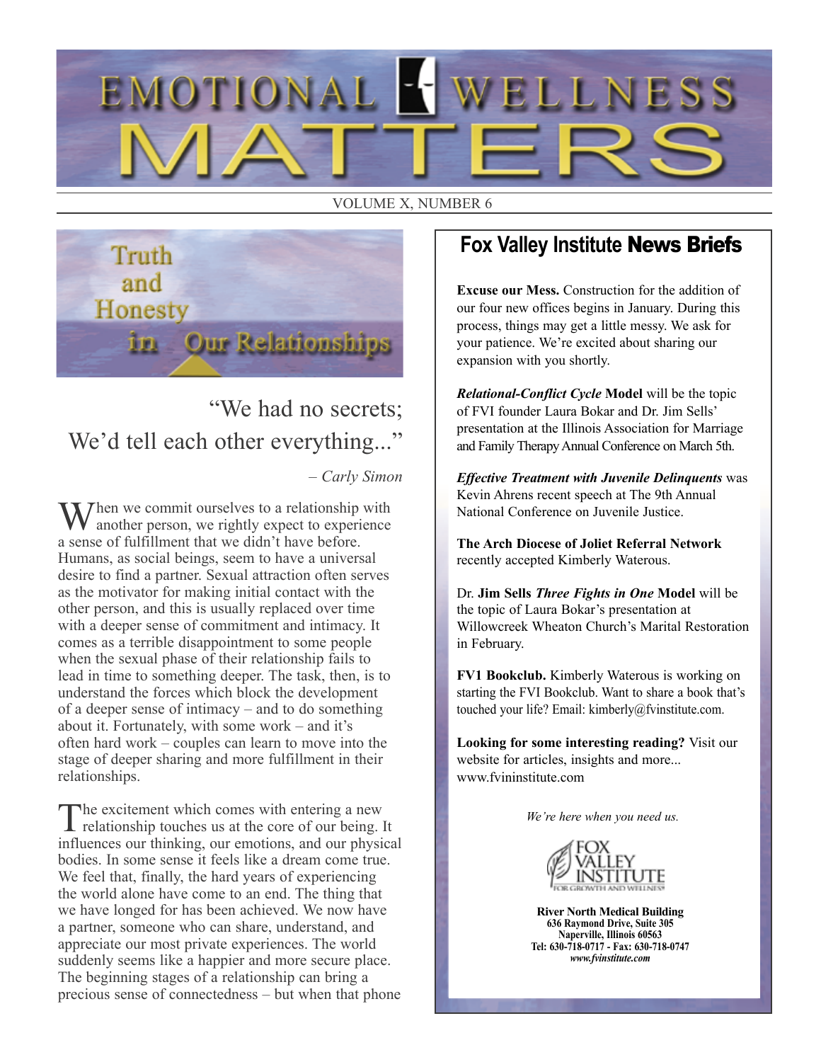# EMOTIONAL WELLNESS MATTERS

VOLUME X, NUMBER 6

## Truth and Honesty in Our Relationships

"We had no secrets;
We'd tell each other everything..."

*– Carly Simon*

When we commit ourselves to a relationship with another person, we rightly expect to experience a sense of fulfillment that we didn't have before. Humans, as social beings, seem to have a universal desire to find a partner. Sexual attraction often serves as the motivator for making initial contact with the other person, and this is usually replaced over time with a deeper sense of commitment and intimacy. It comes as a terrible disappointment to some people when the sexual phase of their relationship fails to lead in time to something deeper. The task, then, is to understand the forces which block the development of a deeper sense of intimacy – and to do something about it. Fortunately, with some work – and it's often hard work – couples can learn to move into the stage of deeper sharing and more fulfillment in their relationships.

The excitement which comes with entering a new relationship touches us at the core of our being. It influences our thinking, our emotions, and our physical bodies. In some sense it feels like a dream come true. We feel that, finally, the hard years of experiencing the world alone have come to an end. The thing that we have longed for has been achieved. We now have a partner, someone who can share, understand, and appreciate our most private experiences. The world suddenly seems like a happier and more secure place. The beginning stages of a relationship can bring a precious sense of connectedness – but when that phone

## Fox Valley Institute **News Briefs**

**Excuse our Mess.** Construction for the addition of our four new offices begins in January. During this process, things may get a little messy. We ask for your patience. We're excited about sharing our expansion with you shortly.

***Relational-Conflict Cycle* Model** will be the topic of FVI founder Laura Bokar and Dr. Jim Sells' presentation at the Illinois Association for Marriage and Family Therapy Annual Conference on March 5th.

***Effective Treatment with Juvenile Delinquents*** was Kevin Ahrens recent speech at The 9th Annual National Conference on Juvenile Justice.

**The Arch Diocese of Joliet Referral Network** recently accepted Kimberly Waterous.

Dr. **Jim Sells *Three Fights in One* Model** will be the topic of Laura Bokar's presentation at Willowcreek Wheaton Church's Marital Restoration in February.

**FV1 Bookclub.** Kimberly Waterous is working on starting the FVI Bookclub. Want to share a book that's touched your life? Email: kimberly@fvinstitute.com.

**Looking for some interesting reading?** Visit our website for articles, insights and more... www.fvininstitute.com

*We're here when you need us.*

FOX VALLEY INSTITUTE
FOR GROWTH AND WELLNESS

**River North Medical Building**
**636 Raymond Drive, Suite 305**
**Naperville, Illinois 60563**
**Tel: 630-718-0717 - Fax: 630-718-0747**
***www.fvinstitute.com***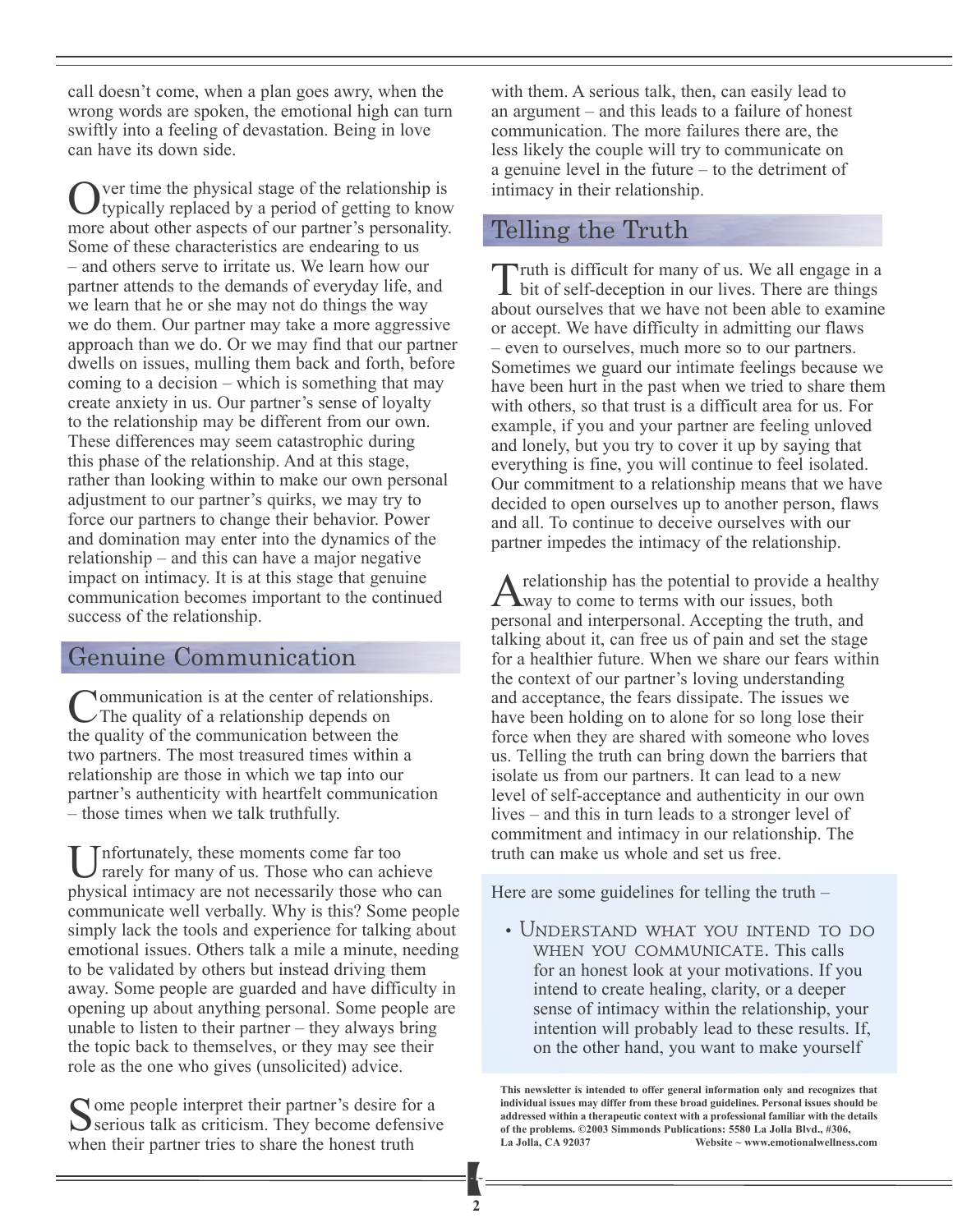call doesn't come, when a plan goes awry, when the wrong words are spoken, the emotional high can turn swiftly into a feeling of devastation. Being in love can have its down side.

Over time the physical stage of the relationship is typically replaced by a period of getting to know more about other aspects of our partner's personality. Some of these characteristics are endearing to us – and others serve to irritate us. We learn how our partner attends to the demands of everyday life, and we learn that he or she may not do things the way we do them. Our partner may take a more aggressive approach than we do. Or we may find that our partner dwells on issues, mulling them back and forth, before coming to a decision – which is something that may create anxiety in us. Our partner's sense of loyalty to the relationship may be different from our own. These differences may seem catastrophic during this phase of the relationship. And at this stage, rather than looking within to make our own personal adjustment to our partner's quirks, we may try to force our partners to change their behavior. Power and domination may enter into the dynamics of the relationship – and this can have a major negative impact on intimacy. It is at this stage that genuine communication becomes important to the continued success of the relationship.

## Genuine Communication

Communication is at the center of relationships. The quality of a relationship depends on the quality of the communication between the two partners. The most treasured times within a relationship are those in which we tap into our partner's authenticity with heartfelt communication – those times when we talk truthfully.

Unfortunately, these moments come far too rarely for many of us. Those who can achieve physical intimacy are not necessarily those who can communicate well verbally. Why is this? Some people simply lack the tools and experience for talking about emotional issues. Others talk a mile a minute, needing to be validated by others but instead driving them away. Some people are guarded and have difficulty in opening up about anything personal. Some people are unable to listen to their partner – they always bring the topic back to themselves, or they may see their role as the one who gives (unsolicited) advice.

Some people interpret their partner's desire for a serious talk as criticism. They become defensive when their partner tries to share the honest truth with them. A serious talk, then, can easily lead to an argument – and this leads to a failure of honest communication. The more failures there are, the less likely the couple will try to communicate on a genuine level in the future – to the detriment of intimacy in their relationship.

## Telling the Truth

Truth is difficult for many of us. We all engage in a bit of self-deception in our lives. There are things about ourselves that we have not been able to examine or accept. We have difficulty in admitting our flaws – even to ourselves, much more so to our partners. Sometimes we guard our intimate feelings because we have been hurt in the past when we tried to share them with others, so that trust is a difficult area for us. For example, if you and your partner are feeling unloved and lonely, but you try to cover it up by saying that everything is fine, you will continue to feel isolated. Our commitment to a relationship means that we have decided to open ourselves up to another person, flaws and all. To continue to deceive ourselves with our partner impedes the intimacy of the relationship.

A relationship has the potential to provide a healthy way to come to terms with our issues, both personal and interpersonal. Accepting the truth, and talking about it, can free us of pain and set the stage for a healthier future. When we share our fears within the context of our partner's loving understanding and acceptance, the fears dissipate. The issues we have been holding on to alone for so long lose their force when they are shared with someone who loves us. Telling the truth can bring down the barriers that isolate us from our partners. It can lead to a new level of self-acceptance and authenticity in our own lives – and this in turn leads to a stronger level of commitment and intimacy in our relationship. The truth can make us whole and set us free.

Here are some guidelines for telling the truth –

- **Understand what you intend to do when you communicate.** This calls for an honest look at your motivations. If you intend to create healing, clarity, or a deeper sense of intimacy within the relationship, your intention will probably lead to these results. If, on the other hand, you want to make yourself

**This newsletter is intended to offer general information only and recognizes that individual issues may differ from these broad guidelines. Personal issues should be addressed within a therapeutic context with a professional familiar with the details of the problems. ©2003 Simmonds Publications: 5580 La Jolla Blvd., #306, La Jolla, CA 92037 Website ~ www.emotionalwellness.com**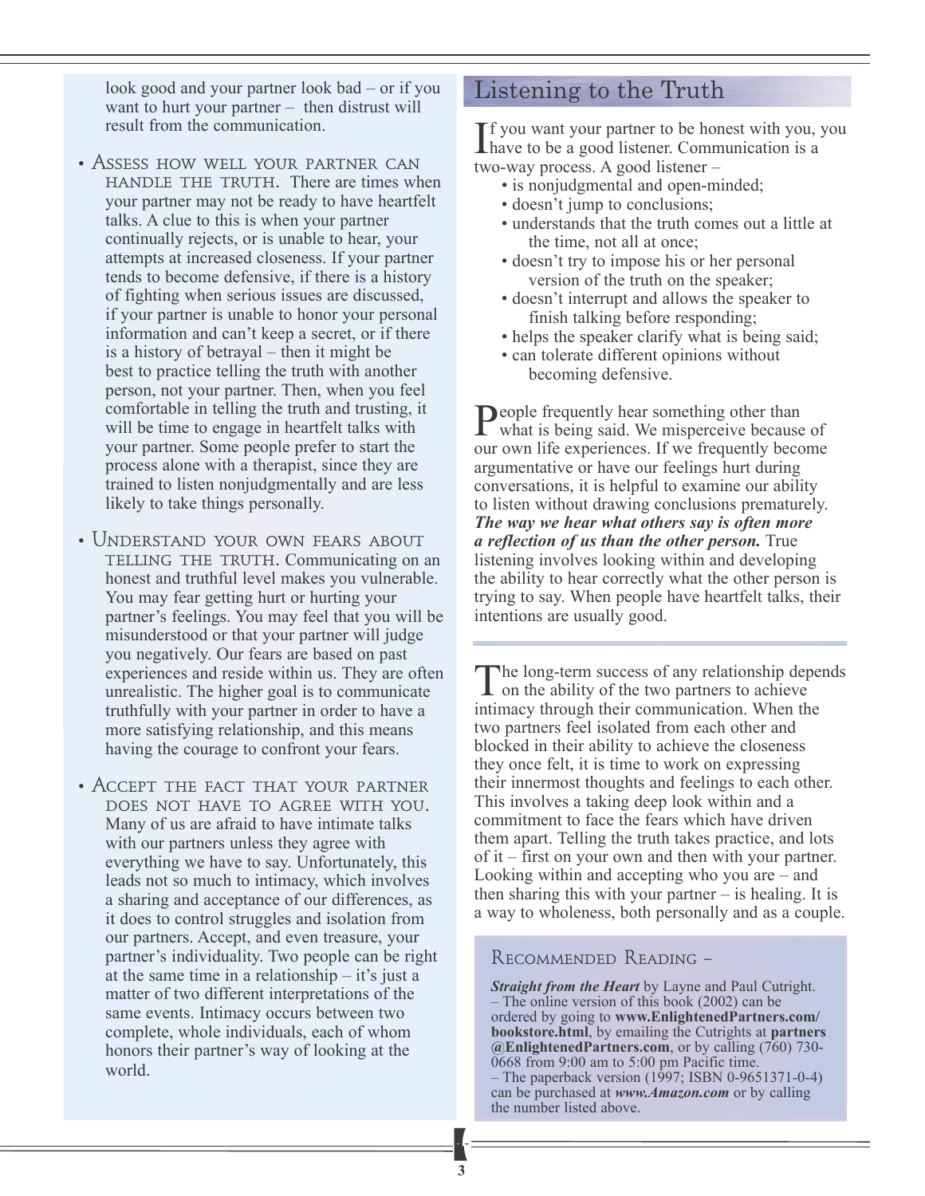look good and your partner look bad – or if you want to hurt your partner – then distrust will result from the communication.

- **Assess how well your partner can handle the truth.** There are times when your partner may not be ready to have heartfelt talks. A clue to this is when your partner continually rejects, or is unable to hear, your attempts at increased closeness. If your partner tends to become defensive, if there is a history of fighting when serious issues are discussed, if your partner is unable to honor your personal information and can't keep a secret, or if there is a history of betrayal – then it might be best to practice telling the truth with another person, not your partner. Then, when you feel comfortable in telling the truth and trusting, it will be time to engage in heartfelt talks with your partner. Some people prefer to start the process alone with a therapist, since they are trained to listen nonjudgmentally and are less likely to take things personally.

- **Understand your own fears about telling the truth.** Communicating on an honest and truthful level makes you vulnerable. You may fear getting hurt or hurting your partner's feelings. You may feel that you will be misunderstood or that your partner will judge you negatively. Our fears are based on past experiences and reside within us. They are often unrealistic. The higher goal is to communicate truthfully with your partner in order to have a more satisfying relationship, and this means having the courage to confront your fears.

- **Accept the fact that your partner does not have to agree with you.** Many of us are afraid to have intimate talks with our partners unless they agree with everything we have to say. Unfortunately, this leads not so much to intimacy, which involves a sharing and acceptance of our differences, as it does to control struggles and isolation from our partners. Accept, and even treasure, your partner's individuality. Two people can be right at the same time in a relationship – it's just a matter of two different interpretations of the same events. Intimacy occurs between two complete, whole individuals, each of whom honors their partner's way of looking at the world.

## Listening to the Truth

If you want your partner to be honest with you, you have to be a good listener. Communication is a two-way process. A good listener –

- is nonjudgmental and open-minded;
- doesn't jump to conclusions;
- understands that the truth comes out a little at the time, not all at once;
- doesn't try to impose his or her personal version of the truth on the speaker;
- doesn't interrupt and allows the speaker to finish talking before responding;
- helps the speaker clarify what is being said;
- can tolerate different opinions without becoming defensive.

People frequently hear something other than what is being said. We misperceive because of our own life experiences. If we frequently become argumentative or have our feelings hurt during conversations, it is helpful to examine our ability to listen without drawing conclusions prematurely. ***The way we hear what others say is often more a reflection of us than the other person.*** True listening involves looking within and developing the ability to hear correctly what the other person is trying to say. When people have heartfelt talks, their intentions are usually good.

The long-term success of any relationship depends on the ability of the two partners to achieve intimacy through their communication. When the two partners feel isolated from each other and blocked in their ability to achieve the closeness they once felt, it is time to work on expressing their innermost thoughts and feelings to each other. This involves a taking deep look within and a commitment to face the fears which have driven them apart. Telling the truth takes practice, and lots of it – first on your own and then with your partner. Looking within and accepting who you are – and then sharing this with your partner – is healing. It is a way to wholeness, both personally and as a couple.

### Recommended Reading –

***Straight from the Heart*** by Layne and Paul Cutright.
– The online version of this book (2002) can be ordered by going to **www.EnlightenedPartners.com/bookstore.html**, by emailing the Cutrights at **partners@EnlightenedPartners.com**, or by calling (760) 730-0668 from 9:00 am to 5:00 pm Pacific time.
– The paperback version (1997; ISBN 0-9651371-0-4) can be purchased at ***www.Amazon.com*** or by calling the number listed above.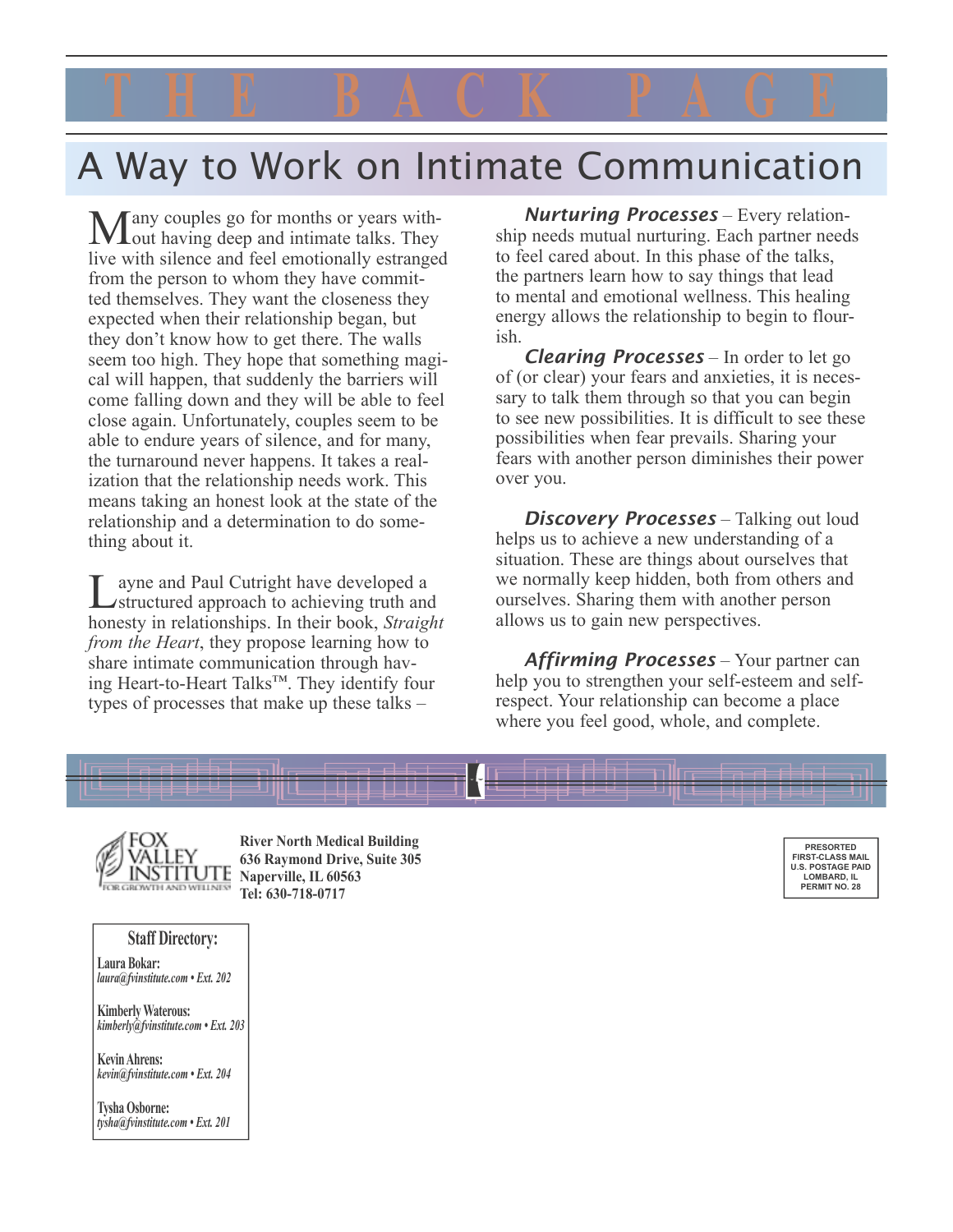# THE BACK PAGE

## A Way to Work on Intimate Communication

Many couples go for months or years without having deep and intimate talks. They live with silence and feel emotionally estranged from the person to whom they have committed themselves. They want the closeness they expected when their relationship began, but they don't know how to get there. The walls seem too high. They hope that something magical will happen, that suddenly the barriers will come falling down and they will be able to feel close again. Unfortunately, couples seem to be able to endure years of silence, and for many, the turnaround never happens. It takes a realization that the relationship needs work. This means taking an honest look at the state of the relationship and a determination to do something about it.

Layne and Paul Cutright have developed a structured approach to achieving truth and honesty in relationships. In their book, *Straight from the Heart*, they propose learning how to share intimate communication through having Heart-to-Heart Talks™. They identify four types of processes that make up these talks –

***Nurturing Processes*** – Every relationship needs mutual nurturing. Each partner needs to feel cared about. In this phase of the talks, the partners learn how to say things that lead to mental and emotional wellness. This healing energy allows the relationship to begin to flourish.

***Clearing Processes*** – In order to let go of (or clear) your fears and anxieties, it is necessary to talk them through so that you can begin to see new possibilities. It is difficult to see these possibilities when fear prevails. Sharing your fears with another person diminishes their power over you.

***Discovery Processes*** – Talking out loud helps us to achieve a new understanding of a situation. These are things about ourselves that we normally keep hidden, both from others and ourselves. Sharing them with another person allows us to gain new perspectives.

***Affirming Processes*** – Your partner can help you to strengthen your self-esteem and self-respect. Your relationship can become a place where you feel good, whole, and complete.

---

FOX VALLEY INSTITUTE
FOR GROWTH AND WELLNESS

**River North Medical Building**
**636 Raymond Drive, Suite 305**
**Naperville, IL 60563**
**Tel: 630-718-0717**

PRESORTED
FIRST-CLASS MAIL
U.S. POSTAGE PAID
LOMBARD, IL
PERMIT NO. 28

**Staff Directory:**

**Laura Bokar:**
*laura@fvinstitute.com • Ext. 202*

**Kimberly Waterous:**
*kimberly@fvinstitute.com • Ext. 203*

**Kevin Ahrens:**
*kevin@fvinstitute.com • Ext. 204*

**Tysha Osborne:**
*tysha@fvinstitute.com • Ext. 201*